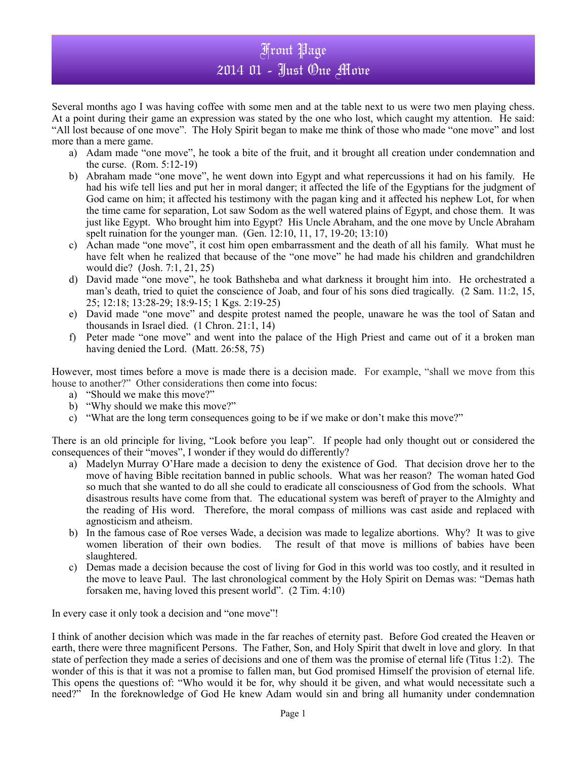# Front Page
## 2014 01 - Just One Move

Several months ago I was having coffee with some men and at the table next to us were two men playing chess. At a point during their game an expression was stated by the one who lost, which caught my attention. He said: "All lost because of one move". The Holy Spirit began to make me think of those who made "one move" and lost more than a mere game.

a) Adam made "one move", he took a bite of the fruit, and it brought all creation under condemnation and the curse. (Rom. 5:12-19)
b) Abraham made "one move", he went down into Egypt and what repercussions it had on his family. He had his wife tell lies and put her in moral danger; it affected the life of the Egyptians for the judgment of God came on him; it affected his testimony with the pagan king and it affected his nephew Lot, for when the time came for separation, Lot saw Sodom as the well watered plains of Egypt, and chose them. It was just like Egypt. Who brought him into Egypt? His Uncle Abraham, and the one move by Uncle Abraham spelt ruination for the younger man. (Gen. 12:10, 11, 17, 19-20; 13:10)
c) Achan made "one move", it cost him open embarrassment and the death of all his family. What must he have felt when he realized that because of the "one move" he had made his children and grandchildren would die? (Josh. 7:1, 21, 25)
d) David made "one move", he took Bathsheba and what darkness it brought him into. He orchestrated a man's death, tried to quiet the conscience of Joab, and four of his sons died tragically. (2 Sam. 11:2, 15, 25; 12:18; 13:28-29; 18:9-15; 1 Kgs. 2:19-25)
e) David made "one move" and despite protest named the people, unaware he was the tool of Satan and thousands in Israel died. (1 Chron. 21:1, 14)
f) Peter made "one move" and went into the palace of the High Priest and came out of it a broken man having denied the Lord. (Matt. 26:58, 75)

However, most times before a move is made there is a decision made. For example, "shall we move from this house to another?" Other considerations then come into focus:

a) "Should we make this move?"
b) "Why should we make this move?"
c) "What are the long term consequences going to be if we make or don't make this move?"

There is an old principle for living, "Look before you leap". If people had only thought out or considered the consequences of their "moves", I wonder if they would do differently?

a) Madelyn Murray O'Hare made a decision to deny the existence of God. That decision drove her to the move of having Bible recitation banned in public schools. What was her reason? The woman hated God so much that she wanted to do all she could to eradicate all consciousness of God from the schools. What disastrous results have come from that. The educational system was bereft of prayer to the Almighty and the reading of His word. Therefore, the moral compass of millions was cast aside and replaced with agnosticism and atheism.
b) In the famous case of Roe verses Wade, a decision was made to legalize abortions. Why? It was to give women liberation of their own bodies. The result of that move is millions of babies have been slaughtered.
c) Demas made a decision because the cost of living for God in this world was too costly, and it resulted in the move to leave Paul. The last chronological comment by the Holy Spirit on Demas was: "Demas hath forsaken me, having loved this present world". (2 Tim. 4:10)

In every case it only took a decision and "one move"!

I think of another decision which was made in the far reaches of eternity past. Before God created the Heaven or earth, there were three magnificent Persons. The Father, Son, and Holy Spirit that dwelt in love and glory. In that state of perfection they made a series of decisions and one of them was the promise of eternal life (Titus 1:2). The wonder of this is that it was not a promise to fallen man, but God promised Himself the provision of eternal life. This opens the questions of: "Who would it be for, why should it be given, and what would necessitate such a need?" In the foreknowledge of God He knew Adam would sin and bring all humanity under condemnation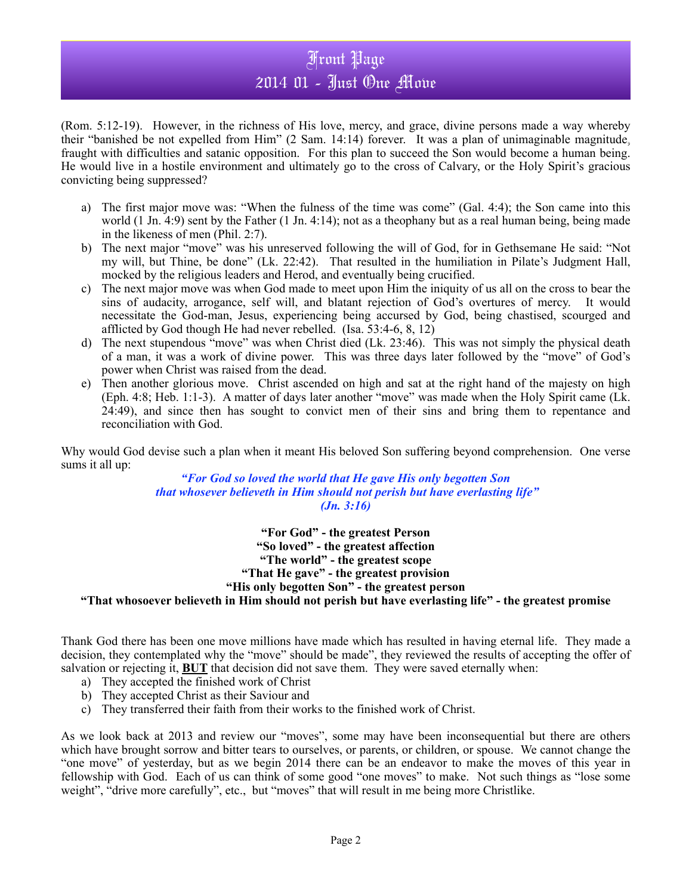(Rom. 5:12-19). However, in the richness of His love, mercy, and grace, divine persons made a way whereby their "banished be not expelled from Him" (2 Sam. 14:14) forever. It was a plan of unimaginable magnitude, fraught with difficulties and satanic opposition. For this plan to succeed the Son would become a human being. He would live in a hostile environment and ultimately go to the cross of Calvary, or the Holy Spirit's gracious convicting being suppressed?

a) The first major move was: "When the fulness of the time was come" (Gal. 4:4); the Son came into this world (1 Jn. 4:9) sent by the Father (1 Jn. 4:14); not as a theophany but as a real human being, being made in the likeness of men (Phil. 2:7).
b) The next major "move" was his unreserved following the will of God, for in Gethsemane He said: "Not my will, but Thine, be done" (Lk. 22:42). That resulted in the humiliation in Pilate's Judgment Hall, mocked by the religious leaders and Herod, and eventually being crucified.
c) The next major move was when God made to meet upon Him the iniquity of us all on the cross to bear the sins of audacity, arrogance, self will, and blatant rejection of God's overtures of mercy. It would necessitate the God-man, Jesus, experiencing being accursed by God, being chastised, scourged and afflicted by God though He had never rebelled. (Isa. 53:4-6, 8, 12)
d) The next stupendous "move" was when Christ died (Lk. 23:46). This was not simply the physical death of a man, it was a work of divine power. This was three days later followed by the "move" of God's power when Christ was raised from the dead.
e) Then another glorious move. Christ ascended on high and sat at the right hand of the majesty on high (Eph. 4:8; Heb. 1:1-3). A matter of days later another "move" was made when the Holy Spirit came (Lk. 24:49), and since then has sought to convict men of their sins and bring them to repentance and reconciliation with God.

Why would God devise such a plan when it meant His beloved Son suffering beyond comprehension. One verse sums it all up:

***"For God so loved the world that He gave His only begotten Son that whosever believeth in Him should not perish but have everlasting life" (Jn. 3:16)***

**"For God" - the greatest Person**
**"So loved" - the greatest affection**
**"The world" - the greatest scope**
**"That He gave" - the greatest provision**
**"His only begotten Son" - the greatest person**
**"That whosoever believeth in Him should not perish but have everlasting life" - the greatest promise**

Thank God there has been one move millions have made which has resulted in having eternal life. They made a decision, they contemplated why the "move" should be made", they reviewed the results of accepting the offer of salvation or rejecting it, **<u>BUT</u>** that decision did not save them. They were saved eternally when:

a) They accepted the finished work of Christ
b) They accepted Christ as their Saviour and
c) They transferred their faith from their works to the finished work of Christ.

As we look back at 2013 and review our "moves", some may have been inconsequential but there are others which have brought sorrow and bitter tears to ourselves, or parents, or children, or spouse. We cannot change the "one move" of yesterday, but as we begin 2014 there can be an endeavor to make the moves of this year in fellowship with God. Each of us can think of some good "one moves" to make. Not such things as "lose some weight", "drive more carefully", etc., but "moves" that will result in me being more Christlike.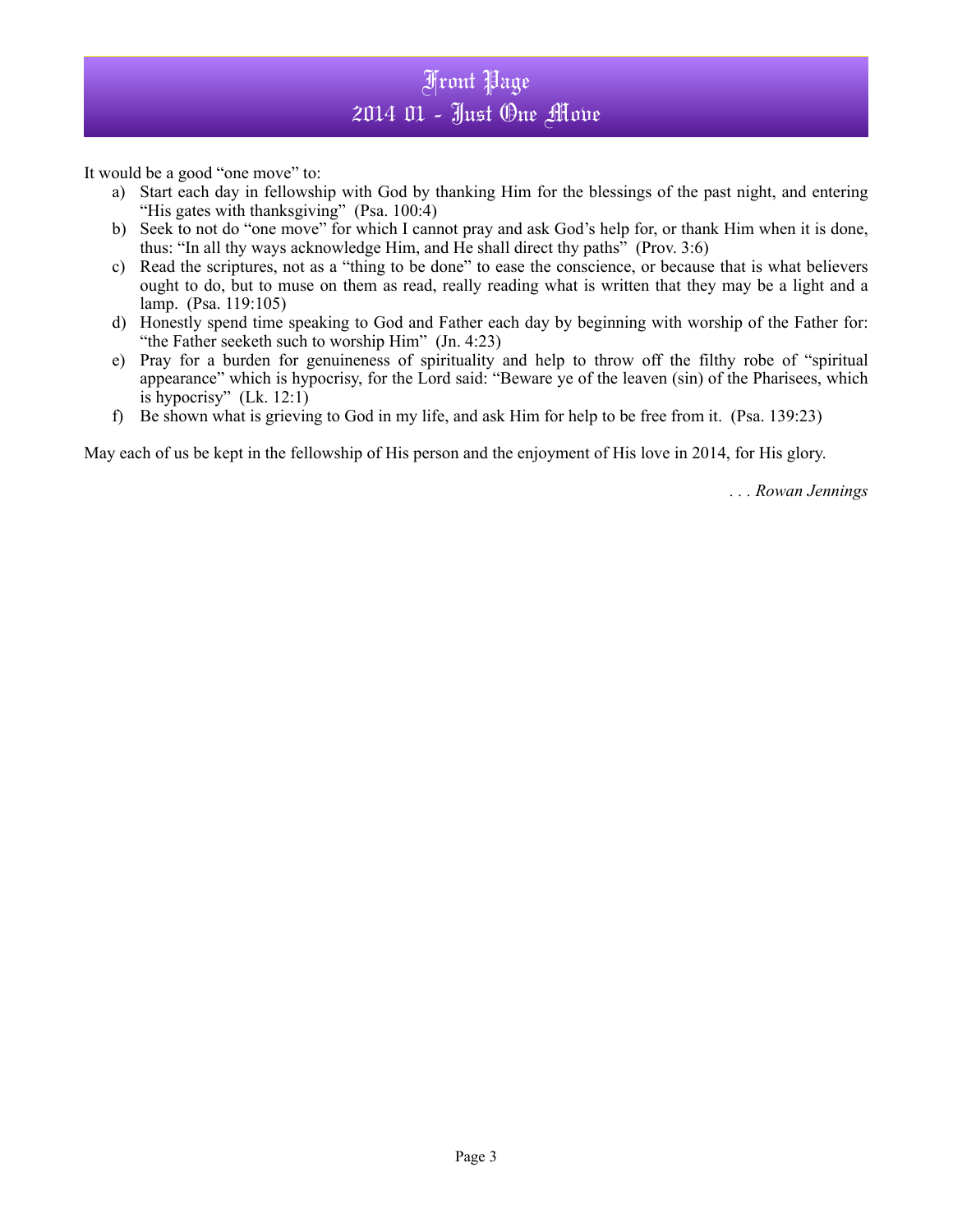# Front Page
## 2014 01 - Just One Move

It would be a good "one move" to:

a) Start each day in fellowship with God by thanking Him for the blessings of the past night, and entering "His gates with thanksgiving" (Psa. 100:4)
b) Seek to not do "one move" for which I cannot pray and ask God's help for, or thank Him when it is done, thus: "In all thy ways acknowledge Him, and He shall direct thy paths" (Prov. 3:6)
c) Read the scriptures, not as a "thing to be done" to ease the conscience, or because that is what believers ought to do, but to muse on them as read, really reading what is written that they may be a light and a lamp. (Psa. 119:105)
d) Honestly spend time speaking to God and Father each day by beginning with worship of the Father for: "the Father seeketh such to worship Him" (Jn. 4:23)
e) Pray for a burden for genuineness of spirituality and help to throw off the filthy robe of "spiritual appearance" which is hypocrisy, for the Lord said: "Beware ye of the leaven (sin) of the Pharisees, which is hypocrisy" (Lk. 12:1)
f) Be shown what is grieving to God in my life, and ask Him for help to be free from it. (Psa. 139:23)

May each of us be kept in the fellowship of His person and the enjoyment of His love in 2014, for His glory.

*. . . Rowan Jennings*